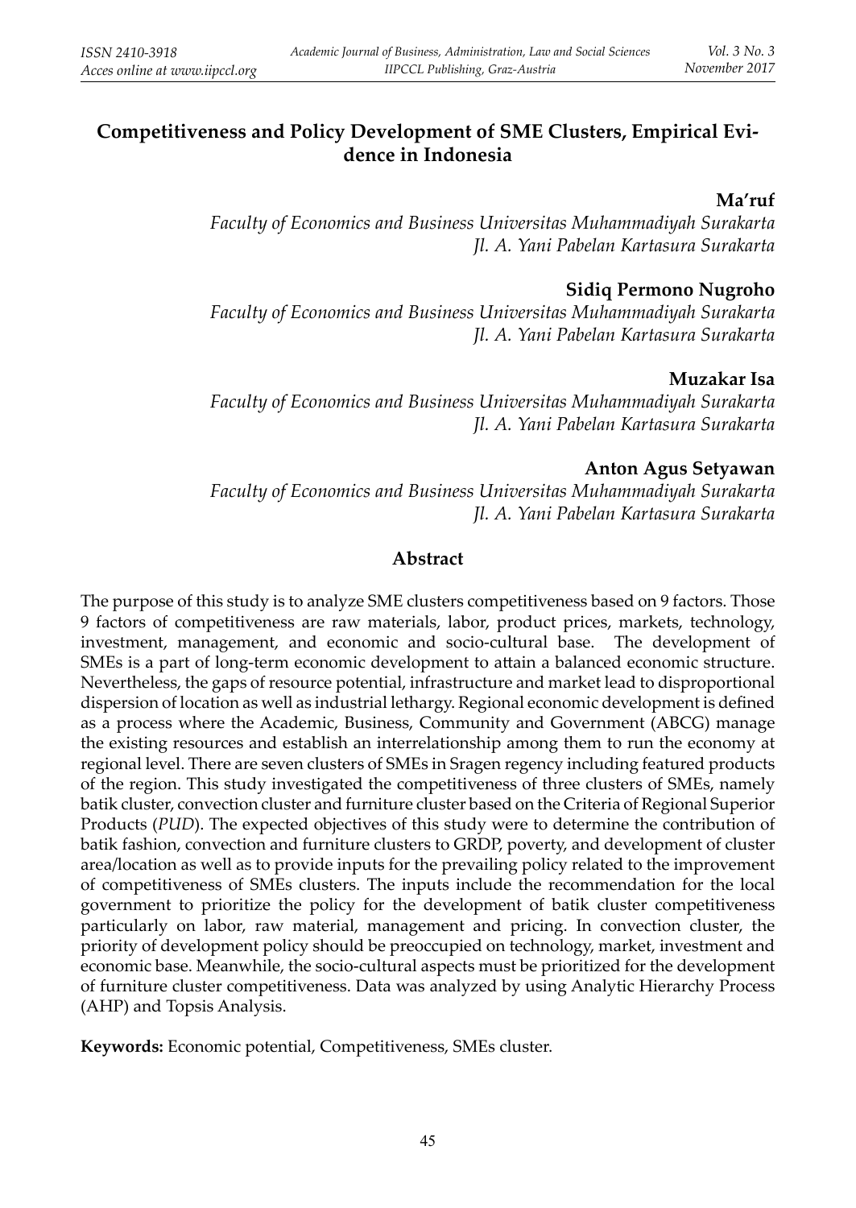# Competitiveness and Policy Development of SME Clusters, Empirical Evidence in Indonesia

**Ma'ruf**
*Faculty of Economics and Business Universitas Muhammadiyah Surakarta*
*Jl. A. Yani Pabelan Kartasura Surakarta*

**Sidiq Permono Nugroho**
*Faculty of Economics and Business Universitas Muhammadiyah Surakarta*
*Jl. A. Yani Pabelan Kartasura Surakarta*

**Muzakar Isa**
*Faculty of Economics and Business Universitas Muhammadiyah Surakarta*
*Jl. A. Yani Pabelan Kartasura Surakarta*

**Anton Agus Setyawan**
*Faculty of Economics and Business Universitas Muhammadiyah Surakarta*
*Jl. A. Yani Pabelan Kartasura Surakarta*

## Abstract

The purpose of this study is to analyze SME clusters competitiveness based on 9 factors. Those 9 factors of competitiveness are raw materials, labor, product prices, markets, technology, investment, management, and economic and socio-cultural base. The development of SMEs is a part of long-term economic development to attain a balanced economic structure. Nevertheless, the gaps of resource potential, infrastructure and market lead to disproportional dispersion of location as well as industrial lethargy. Regional economic development is defined as a process where the Academic, Business, Community and Government (ABCG) manage the existing resources and establish an interrelationship among them to run the economy at regional level. There are seven clusters of SMEs in Sragen regency including featured products of the region. This study investigated the competitiveness of three clusters of SMEs, namely batik cluster, convection cluster and furniture cluster based on the Criteria of Regional Superior Products (*PUD*). The expected objectives of this study were to determine the contribution of batik fashion, convection and furniture clusters to GRDP, poverty, and development of cluster area/location as well as to provide inputs for the prevailing policy related to the improvement of competitiveness of SMEs clusters. The inputs include the recommendation for the local government to prioritize the policy for the development of batik cluster competitiveness particularly on labor, raw material, management and pricing. In convection cluster, the priority of development policy should be preoccupied on technology, market, investment and economic base. Meanwhile, the socio-cultural aspects must be prioritized for the development of furniture cluster competitiveness. Data was analyzed by using Analytic Hierarchy Process (AHP) and Topsis Analysis.

**Keywords:** Economic potential, Competitiveness, SMEs cluster.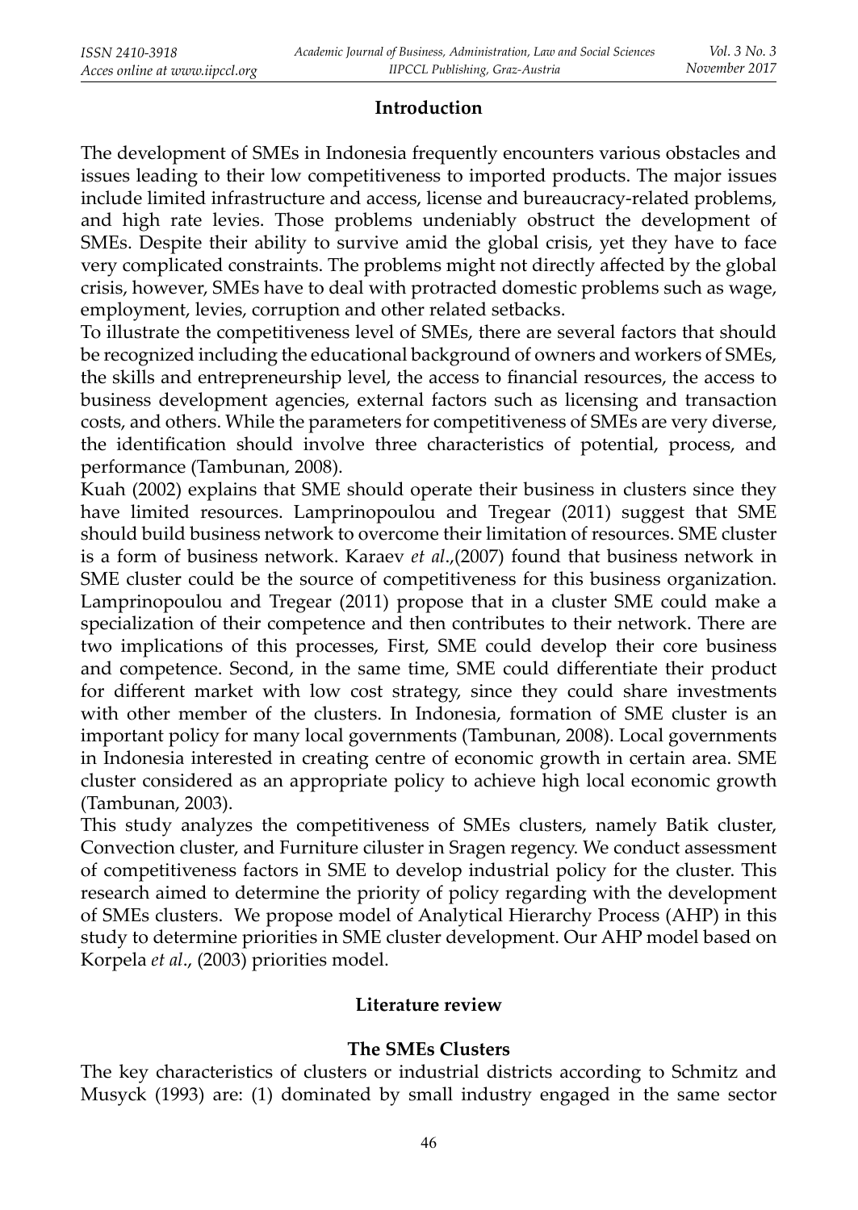## Introduction

The development of SMEs in Indonesia frequently encounters various obstacles and issues leading to their low competitiveness to imported products. The major issues include limited infrastructure and access, license and bureaucracy-related problems, and high rate levies. Those problems undeniably obstruct the development of SMEs. Despite their ability to survive amid the global crisis, yet they have to face very complicated constraints. The problems might not directly affected by the global crisis, however, SMEs have to deal with protracted domestic problems such as wage, employment, levies, corruption and other related setbacks.

To illustrate the competitiveness level of SMEs, there are several factors that should be recognized including the educational background of owners and workers of SMEs, the skills and entrepreneurship level, the access to financial resources, the access to business development agencies, external factors such as licensing and transaction costs, and others. While the parameters for competitiveness of SMEs are very diverse, the identification should involve three characteristics of potential, process, and performance (Tambunan, 2008).

Kuah (2002) explains that SME should operate their business in clusters since they have limited resources. Lamprinopoulou and Tregear (2011) suggest that SME should build business network to overcome their limitation of resources. SME cluster is a form of business network. Karaev *et al*.,(2007) found that business network in SME cluster could be the source of competitiveness for this business organization. Lamprinopoulou and Tregear (2011) propose that in a cluster SME could make a specialization of their competence and then contributes to their network. There are two implications of this processes, First, SME could develop their core business and competence. Second, in the same time, SME could differentiate their product for different market with low cost strategy, since they could share investments with other member of the clusters. In Indonesia, formation of SME cluster is an important policy for many local governments (Tambunan, 2008). Local governments in Indonesia interested in creating centre of economic growth in certain area. SME cluster considered as an appropriate policy to achieve high local economic growth (Tambunan, 2003).

This study analyzes the competitiveness of SMEs clusters, namely Batik cluster, Convection cluster, and Furniture ciluster in Sragen regency. We conduct assessment of competitiveness factors in SME to develop industrial policy for the cluster. This research aimed to determine the priority of policy regarding with the development of SMEs clusters. We propose model of Analytical Hierarchy Process (AHP) in this study to determine priorities in SME cluster development. Our AHP model based on Korpela *et al*., (2003) priorities model.

## Literature review

### The SMEs Clusters

The key characteristics of clusters or industrial districts according to Schmitz and Musyck (1993) are: (1) dominated by small industry engaged in the same sector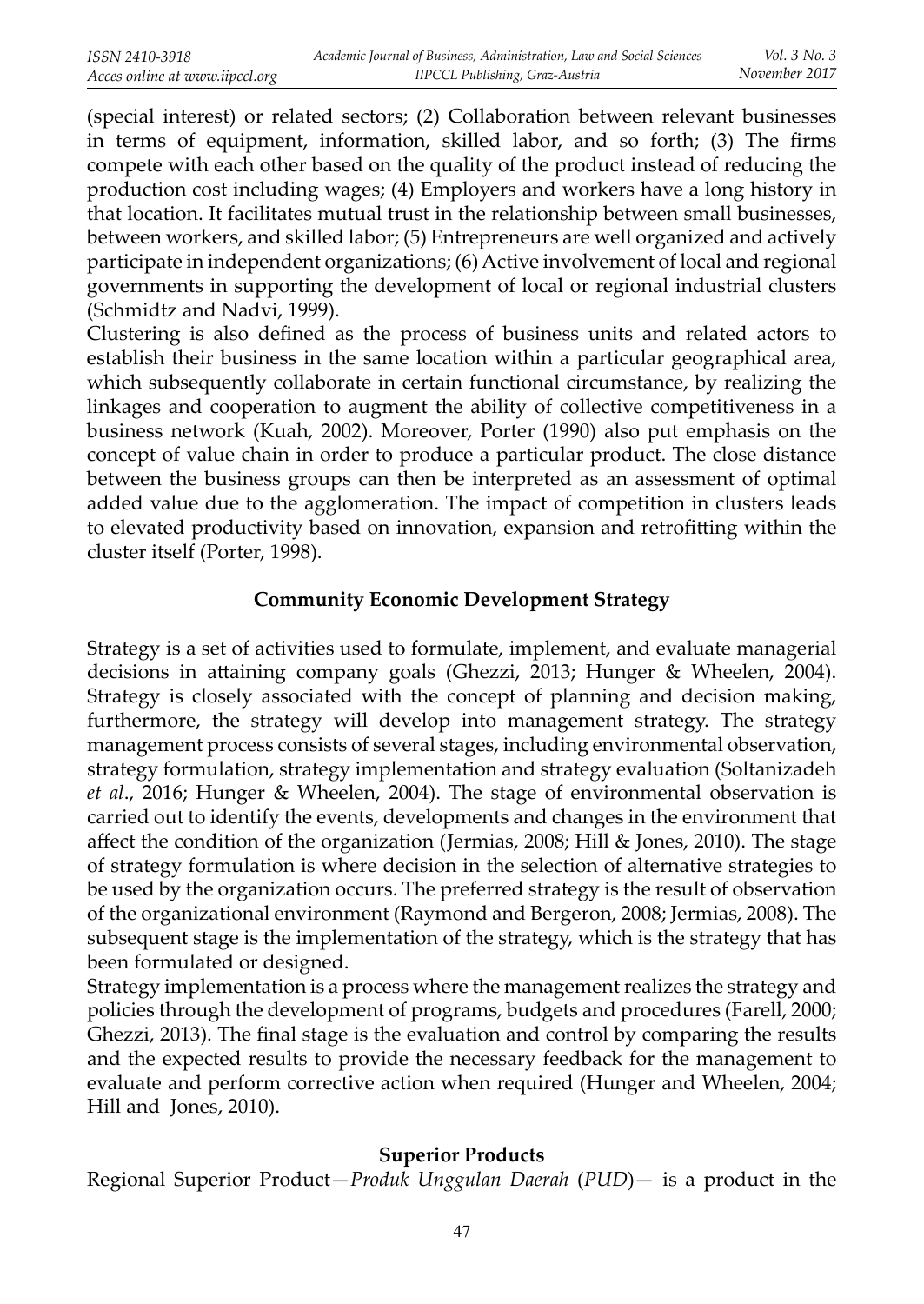(special interest) or related sectors; (2) Collaboration between relevant businesses in terms of equipment, information, skilled labor, and so forth; (3) The firms compete with each other based on the quality of the product instead of reducing the production cost including wages; (4) Employers and workers have a long history in that location. It facilitates mutual trust in the relationship between small businesses, between workers, and skilled labor; (5) Entrepreneurs are well organized and actively participate in independent organizations; (6) Active involvement of local and regional governments in supporting the development of local or regional industrial clusters (Schmidtz and Nadvi, 1999).

Clustering is also defined as the process of business units and related actors to establish their business in the same location within a particular geographical area, which subsequently collaborate in certain functional circumstance, by realizing the linkages and cooperation to augment the ability of collective competitiveness in a business network (Kuah, 2002). Moreover, Porter (1990) also put emphasis on the concept of value chain in order to produce a particular product. The close distance between the business groups can then be interpreted as an assessment of optimal added value due to the agglomeration. The impact of competition in clusters leads to elevated productivity based on innovation, expansion and retrofitting within the cluster itself (Porter, 1998).

## Community Economic Development Strategy

Strategy is a set of activities used to formulate, implement, and evaluate managerial decisions in attaining company goals (Ghezzi, 2013; Hunger & Wheelen, 2004). Strategy is closely associated with the concept of planning and decision making, furthermore, the strategy will develop into management strategy. The strategy management process consists of several stages, including environmental observation, strategy formulation, strategy implementation and strategy evaluation (Soltanizadeh *et al*., 2016; Hunger & Wheelen, 2004). The stage of environmental observation is carried out to identify the events, developments and changes in the environment that affect the condition of the organization (Jermias, 2008; Hill & Jones, 2010). The stage of strategy formulation is where decision in the selection of alternative strategies to be used by the organization occurs. The preferred strategy is the result of observation of the organizational environment (Raymond and Bergeron, 2008; Jermias, 2008). The subsequent stage is the implementation of the strategy, which is the strategy that has been formulated or designed.

Strategy implementation is a process where the management realizes the strategy and policies through the development of programs, budgets and procedures (Farell, 2000; Ghezzi, 2013). The final stage is the evaluation and control by comparing the results and the expected results to provide the necessary feedback for the management to evaluate and perform corrective action when required (Hunger and Wheelen, 2004; Hill and Jones, 2010).

## Superior Products

Regional Superior Product—*Produk Unggulan Daerah* (*PUD*)— is a product in the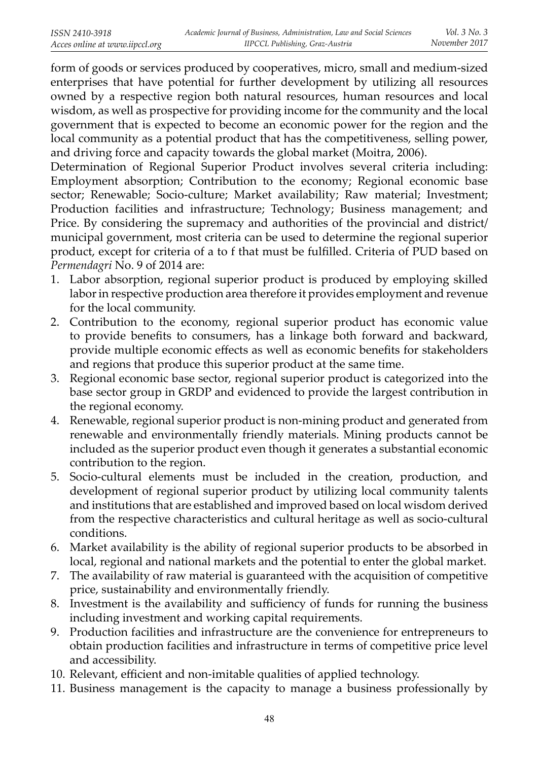form of goods or services produced by cooperatives, micro, small and medium-sized enterprises that have potential for further development by utilizing all resources owned by a respective region both natural resources, human resources and local wisdom, as well as prospective for providing income for the community and the local government that is expected to become an economic power for the region and the local community as a potential product that has the competitiveness, selling power, and driving force and capacity towards the global market (Moitra, 2006).

Determination of Regional Superior Product involves several criteria including: Employment absorption; Contribution to the economy; Regional economic base sector; Renewable; Socio-culture; Market availability; Raw material; Investment; Production facilities and infrastructure; Technology; Business management; and Price. By considering the supremacy and authorities of the provincial and district/ municipal government, most criteria can be used to determine the regional superior product, except for criteria of a to f that must be fulfilled. Criteria of PUD based on *Permendagri* No. 9 of 2014 are:

1. Labor absorption, regional superior product is produced by employing skilled labor in respective production area therefore it provides employment and revenue for the local community.
2. Contribution to the economy, regional superior product has economic value to provide benefits to consumers, has a linkage both forward and backward, provide multiple economic effects as well as economic benefits for stakeholders and regions that produce this superior product at the same time.
3. Regional economic base sector, regional superior product is categorized into the base sector group in GRDP and evidenced to provide the largest contribution in the regional economy.
4. Renewable, regional superior product is non-mining product and generated from renewable and environmentally friendly materials. Mining products cannot be included as the superior product even though it generates a substantial economic contribution to the region.
5. Socio-cultural elements must be included in the creation, production, and development of regional superior product by utilizing local community talents and institutions that are established and improved based on local wisdom derived from the respective characteristics and cultural heritage as well as socio-cultural conditions.
6. Market availability is the ability of regional superior products to be absorbed in local, regional and national markets and the potential to enter the global market.
7. The availability of raw material is guaranteed with the acquisition of competitive price, sustainability and environmentally friendly.
8. Investment is the availability and sufficiency of funds for running the business including investment and working capital requirements.
9. Production facilities and infrastructure are the convenience for entrepreneurs to obtain production facilities and infrastructure in terms of competitive price level and accessibility.
10. Relevant, efficient and non-imitable qualities of applied technology.
11. Business management is the capacity to manage a business professionally by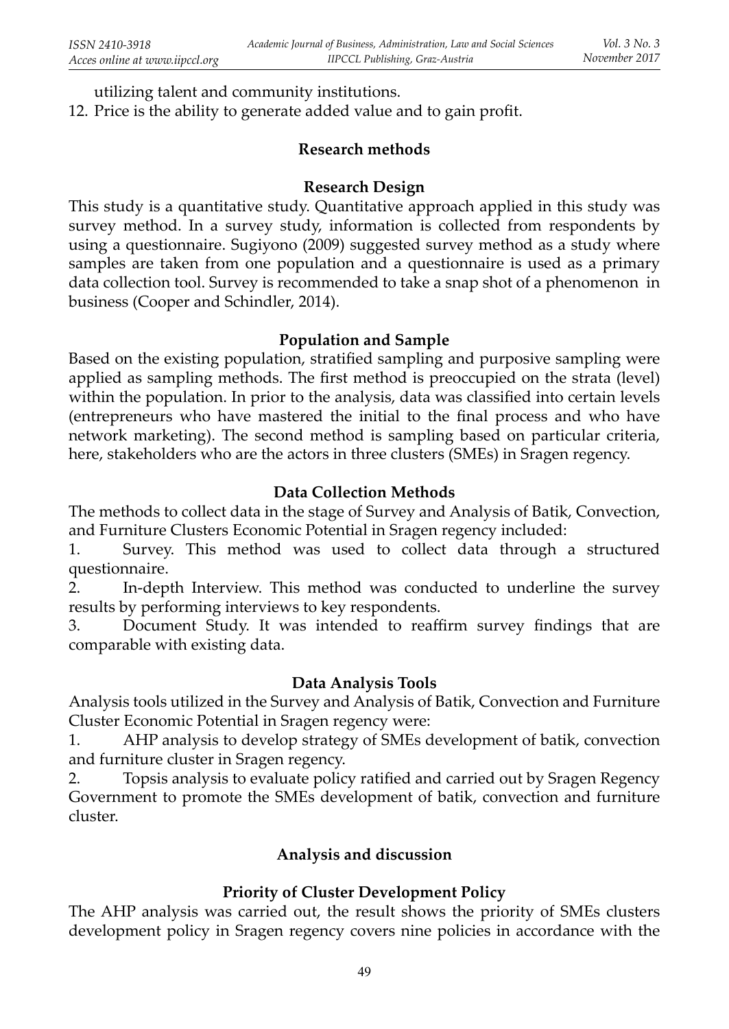utilizing talent and community institutions.

12. Price is the ability to generate added value and to gain profit.

## Research methods

### Research Design

This study is a quantitative study. Quantitative approach applied in this study was survey method. In a survey study, information is collected from respondents by using a questionnaire. Sugiyono (2009) suggested survey method as a study where samples are taken from one population and a questionnaire is used as a primary data collection tool. Survey is recommended to take a snap shot of a phenomenon in business (Cooper and Schindler, 2014).

### Population and Sample

Based on the existing population, stratified sampling and purposive sampling were applied as sampling methods. The first method is preoccupied on the strata (level) within the population. In prior to the analysis, data was classified into certain levels (entrepreneurs who have mastered the initial to the final process and who have network marketing). The second method is sampling based on particular criteria, here, stakeholders who are the actors in three clusters (SMEs) in Sragen regency.

### Data Collection Methods

The methods to collect data in the stage of Survey and Analysis of Batik, Convection, and Furniture Clusters Economic Potential in Sragen regency included:

1. Survey. This method was used to collect data through a structured questionnaire.
2. In-depth Interview. This method was conducted to underline the survey results by performing interviews to key respondents.
3. Document Study. It was intended to reaffirm survey findings that are comparable with existing data.

### Data Analysis Tools

Analysis tools utilized in the Survey and Analysis of Batik, Convection and Furniture Cluster Economic Potential in Sragen regency were:

1. AHP analysis to develop strategy of SMEs development of batik, convection and furniture cluster in Sragen regency.
2. Topsis analysis to evaluate policy ratified and carried out by Sragen Regency Government to promote the SMEs development of batik, convection and furniture cluster.

## Analysis and discussion

### Priority of Cluster Development Policy

The AHP analysis was carried out, the result shows the priority of SMEs clusters development policy in Sragen regency covers nine policies in accordance with the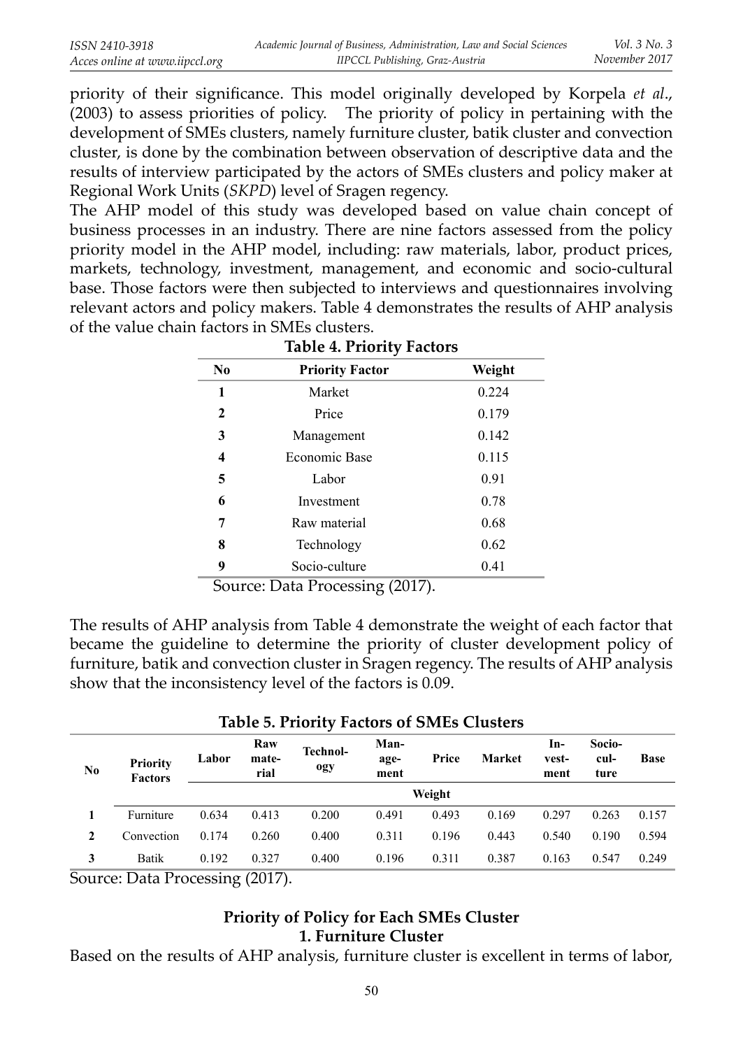priority of their significance. This model originally developed by Korpela *et al*., (2003) to assess priorities of policy. The priority of policy in pertaining with the development of SMEs clusters, namely furniture cluster, batik cluster and convection cluster, is done by the combination between observation of descriptive data and the results of interview participated by the actors of SMEs clusters and policy maker at Regional Work Units (*SKPD*) level of Sragen regency.

The AHP model of this study was developed based on value chain concept of business processes in an industry. There are nine factors assessed from the policy priority model in the AHP model, including: raw materials, labor, product prices, markets, technology, investment, management, and economic and socio-cultural base. Those factors were then subjected to interviews and questionnaires involving relevant actors and policy makers. Table 4 demonstrates the results of AHP analysis of the value chain factors in SMEs clusters.

**Table 4. Priority Factors**

| No | Priority Factor | Weight |
|---|---|---|
| 1 | Market | 0.224 |
| 2 | Price | 0.179 |
| 3 | Management | 0.142 |
| 4 | Economic Base | 0.115 |
| 5 | Labor | 0.91 |
| 6 | Investment | 0.78 |
| 7 | Raw material | 0.68 |
| 8 | Technology | 0.62 |
| 9 | Socio-culture | 0.41 |

Source: Data Processing (2017).

The results of AHP analysis from Table 4 demonstrate the weight of each factor that became the guideline to determine the priority of cluster development policy of furniture, batik and convection cluster in Sragen regency. The results of AHP analysis show that the inconsistency level of the factors is 0.09.

**Table 5. Priority Factors of SMEs Clusters**

| No | Priority Factors | Labor | Raw material | Technology | Management | Price | Market | Investment | Socio-culture | Base |
|---|---|---|---|---|---|---|---|---|---|---|
| | | Weight | | | | | | | | |
| 1 | Furniture | 0.634 | 0.413 | 0.200 | 0.491 | 0.493 | 0.169 | 0.297 | 0.263 | 0.157 |
| 2 | Convection | 0.174 | 0.260 | 0.400 | 0.311 | 0.196 | 0.443 | 0.540 | 0.190 | 0.594 |
| 3 | Batik | 0.192 | 0.327 | 0.400 | 0.196 | 0.311 | 0.387 | 0.163 | 0.547 | 0.249 |

Source: Data Processing (2017).

## Priority of Policy for Each SMEs Cluster

### 1. Furniture Cluster

Based on the results of AHP analysis, furniture cluster is excellent in terms of labor,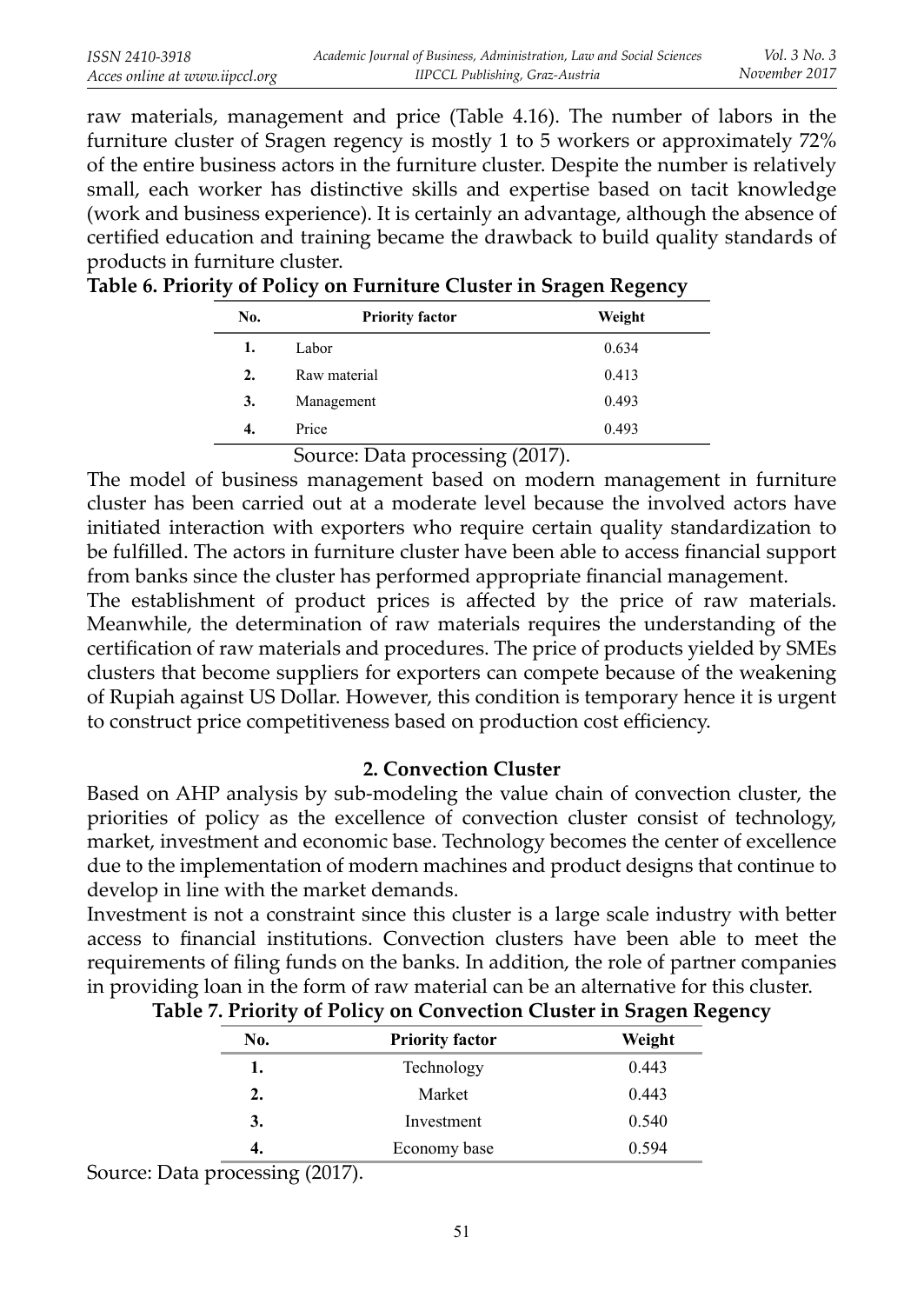raw materials, management and price (Table 4.16). The number of labors in the furniture cluster of Sragen regency is mostly 1 to 5 workers or approximately 72% of the entire business actors in the furniture cluster. Despite the number is relatively small, each worker has distinctive skills and expertise based on tacit knowledge (work and business experience). It is certainly an advantage, although the absence of certified education and training became the drawback to build quality standards of products in furniture cluster.

**Table 6. Priority of Policy on Furniture Cluster in Sragen Regency**

| No. | Priority factor | Weight |
|---|---|---|
| **1.** | Labor | 0.634 |
| **2.** | Raw material | 0.413 |
| **3.** | Management | 0.493 |
| **4.** | Price | 0.493 |

Source: Data processing (2017).

The model of business management based on modern management in furniture cluster has been carried out at a moderate level because the involved actors have initiated interaction with exporters who require certain quality standardization to be fulfilled. The actors in furniture cluster have been able to access financial support from banks since the cluster has performed appropriate financial management.

The establishment of product prices is affected by the price of raw materials. Meanwhile, the determination of raw materials requires the understanding of the certification of raw materials and procedures. The price of products yielded by SMEs clusters that become suppliers for exporters can compete because of the weakening of Rupiah against US Dollar. However, this condition is temporary hence it is urgent to construct price competitiveness based on production cost efficiency.

### 2. Convection Cluster

Based on AHP analysis by sub-modeling the value chain of convection cluster, the priorities of policy as the excellence of convection cluster consist of technology, market, investment and economic base. Technology becomes the center of excellence due to the implementation of modern machines and product designs that continue to develop in line with the market demands.

Investment is not a constraint since this cluster is a large scale industry with better access to financial institutions. Convection clusters have been able to meet the requirements of filing funds on the banks. In addition, the role of partner companies in providing loan in the form of raw material can be an alternative for this cluster.

**Table 7. Priority of Policy on Convection Cluster in Sragen Regency**

| No. | Priority factor | Weight |
|---|---|---|
| **1.** | Technology | 0.443 |
| **2.** | Market | 0.443 |
| **3.** | Investment | 0.540 |
| **4.** | Economy base | 0.594 |

Source: Data processing (2017).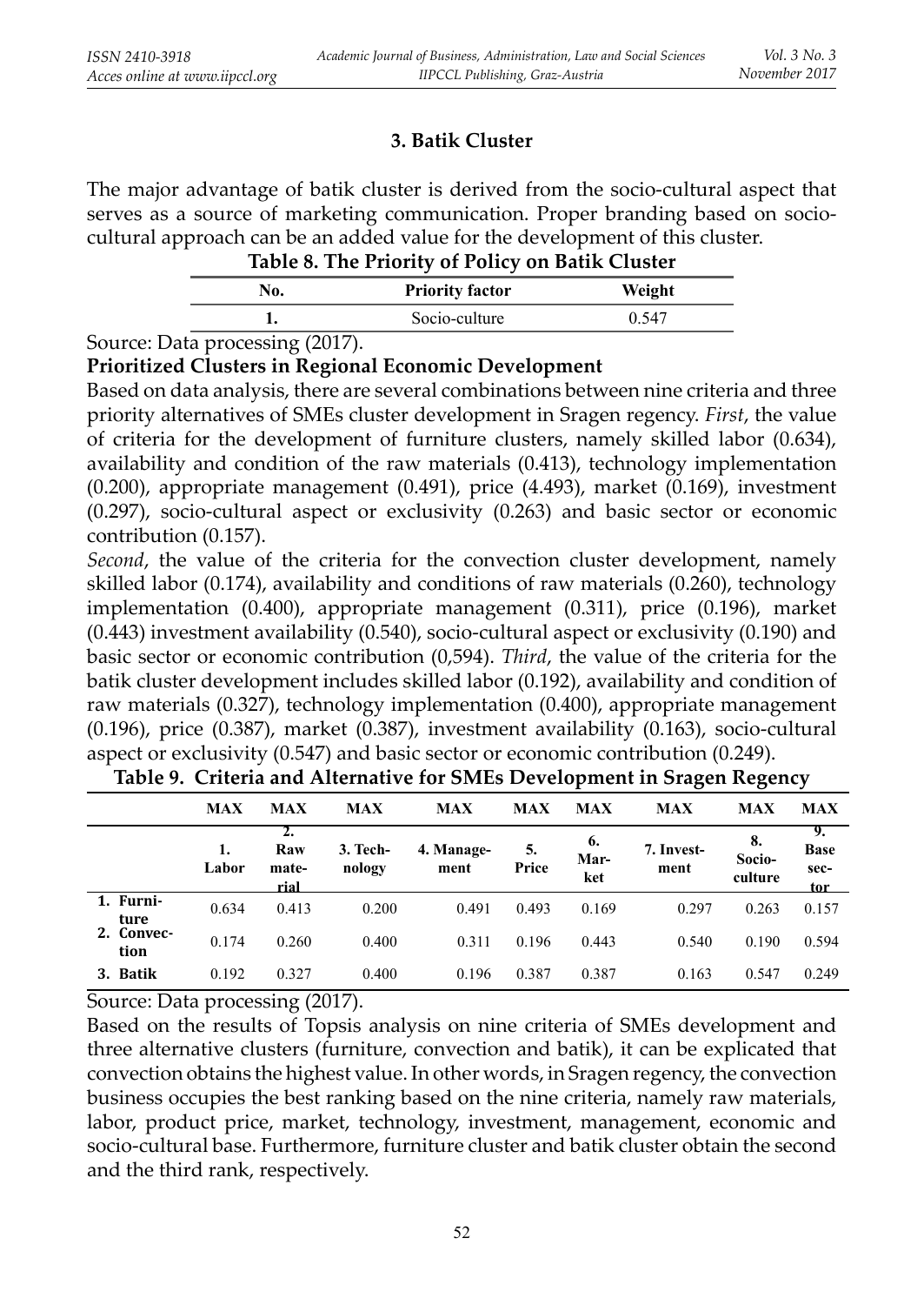### 3. Batik Cluster

The major advantage of batik cluster is derived from the socio-cultural aspect that serves as a source of marketing communication. Proper branding based on socio-cultural approach can be an added value for the development of this cluster.

**Table 8. The Priority of Policy on Batik Cluster**

| No. | Priority factor | Weight |
|---|---|---|
| 1. | Socio-culture | 0.547 |

Source: Data processing (2017).

**Prioritized Clusters in Regional Economic Development**

Based on data analysis, there are several combinations between nine criteria and three priority alternatives of SMEs cluster development in Sragen regency. *First*, the value of criteria for the development of furniture clusters, namely skilled labor (0.634), availability and condition of the raw materials (0.413), technology implementation (0.200), appropriate management (0.491), price (4.493), market (0.169), investment (0.297), socio-cultural aspect or exclusivity (0.263) and basic sector or economic contribution (0.157).

*Second*, the value of the criteria for the convection cluster development, namely skilled labor (0.174), availability and conditions of raw materials (0.260), technology implementation (0.400), appropriate management (0.311), price (0.196), market (0.443) investment availability (0.540), socio-cultural aspect or exclusivity (0.190) and basic sector or economic contribution (0,594). *Third*, the value of the criteria for the batik cluster development includes skilled labor (0.192), availability and condition of raw materials (0.327), technology implementation (0.400), appropriate management (0.196), price (0.387), market (0.387), investment availability (0.163), socio-cultural aspect or exclusivity (0.547) and basic sector or economic contribution (0.249).

**Table 9. Criteria and Alternative for SMEs Development in Sragen Regency**

| | MAX | MAX | MAX | MAX | MAX | MAX | MAX | MAX | MAX |
|---|---|---|---|---|---|---|---|---|---|
| | 1. Labor | 2. Raw material | 3. Technology | 4. Management | 5. Price | 6. Market | 7. Investment | 8. Socio-culture | 9. Base sector |
| 1. Furniture | 0.634 | 0.413 | 0.200 | 0.491 | 0.493 | 0.169 | 0.297 | 0.263 | 0.157 |
| 2. Convection | 0.174 | 0.260 | 0.400 | 0.311 | 0.196 | 0.443 | 0.540 | 0.190 | 0.594 |
| 3. Batik | 0.192 | 0.327 | 0.400 | 0.196 | 0.387 | 0.387 | 0.163 | 0.547 | 0.249 |

Source: Data processing (2017).

Based on the results of Topsis analysis on nine criteria of SMEs development and three alternative clusters (furniture, convection and batik), it can be explicated that convection obtains the highest value. In other words, in Sragen regency, the convection business occupies the best ranking based on the nine criteria, namely raw materials, labor, product price, market, technology, investment, management, economic and socio-cultural base. Furthermore, furniture cluster and batik cluster obtain the second and the third rank, respectively.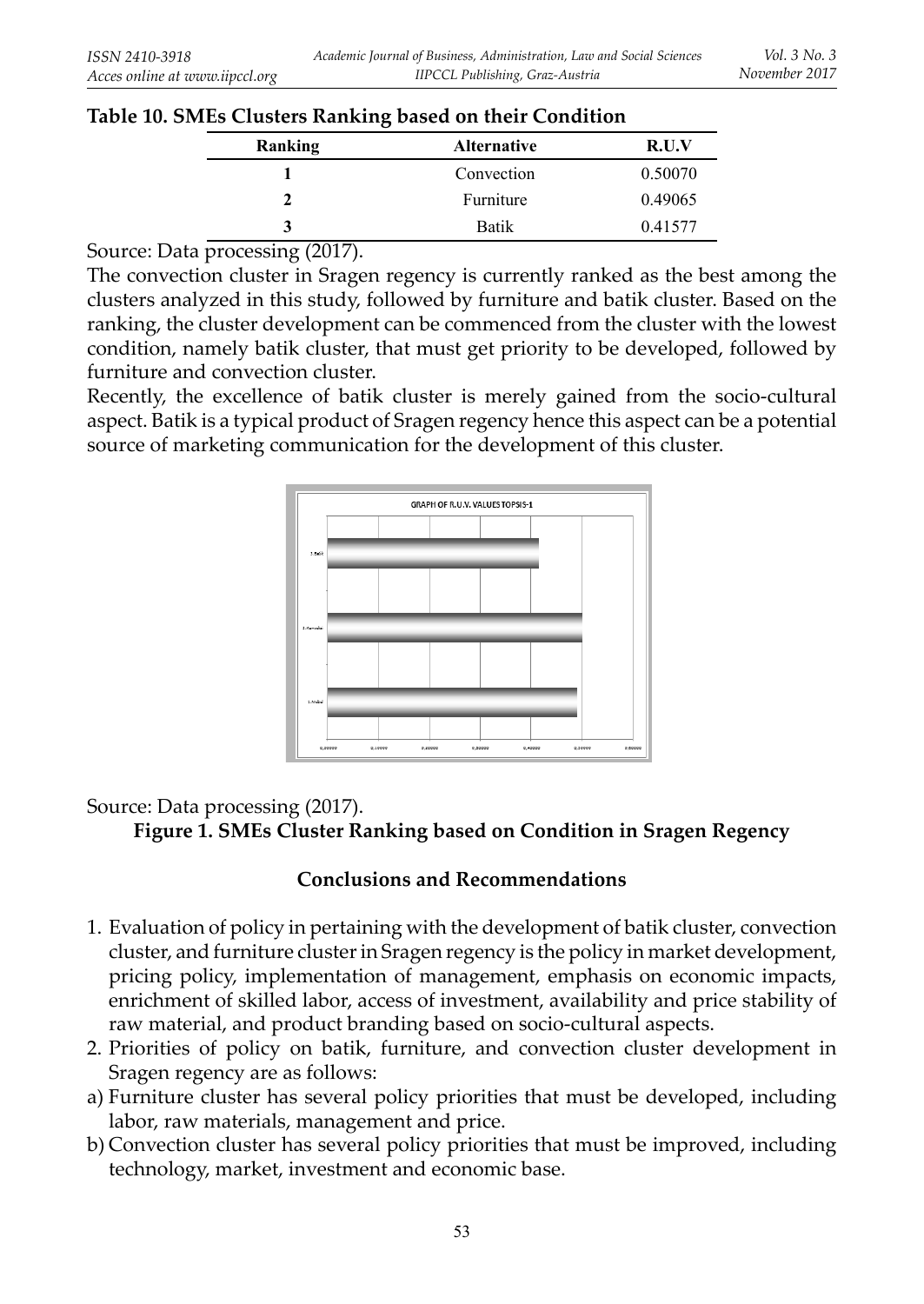**Table 10. SMEs Clusters Ranking based on their Condition**

| Ranking | Alternative | R.U.V |
|---|---|---|
| 1 | Convection | 0.50070 |
| 2 | Furniture | 0.49065 |
| 3 | Batik | 0.41577 |

Source: Data processing (2017).

The convection cluster in Sragen regency is currently ranked as the best among the clusters analyzed in this study, followed by furniture and batik cluster. Based on the ranking, the cluster development can be commenced from the cluster with the lowest condition, namely batik cluster, that must get priority to be developed, followed by furniture and convection cluster.

Recently, the excellence of batik cluster is merely gained from the socio-cultural aspect. Batik is a typical product of Sragen regency hence this aspect can be a potential source of marketing communication for the development of this cluster.

Source: Data processing (2017).

**Figure 1. SMEs Cluster Ranking based on Condition in Sragen Regency**

## Conclusions and Recommendations

1. Evaluation of policy in pertaining with the development of batik cluster, convection cluster, and furniture cluster in Sragen regency is the policy in market development, pricing policy, implementation of management, emphasis on economic impacts, enrichment of skilled labor, access of investment, availability and price stability of raw material, and product branding based on socio-cultural aspects.
2. Priorities of policy on batik, furniture, and convection cluster development in Sragen regency are as follows:

a) Furniture cluster has several policy priorities that must be developed, including labor, raw materials, management and price.

b) Convection cluster has several policy priorities that must be improved, including technology, market, investment and economic base.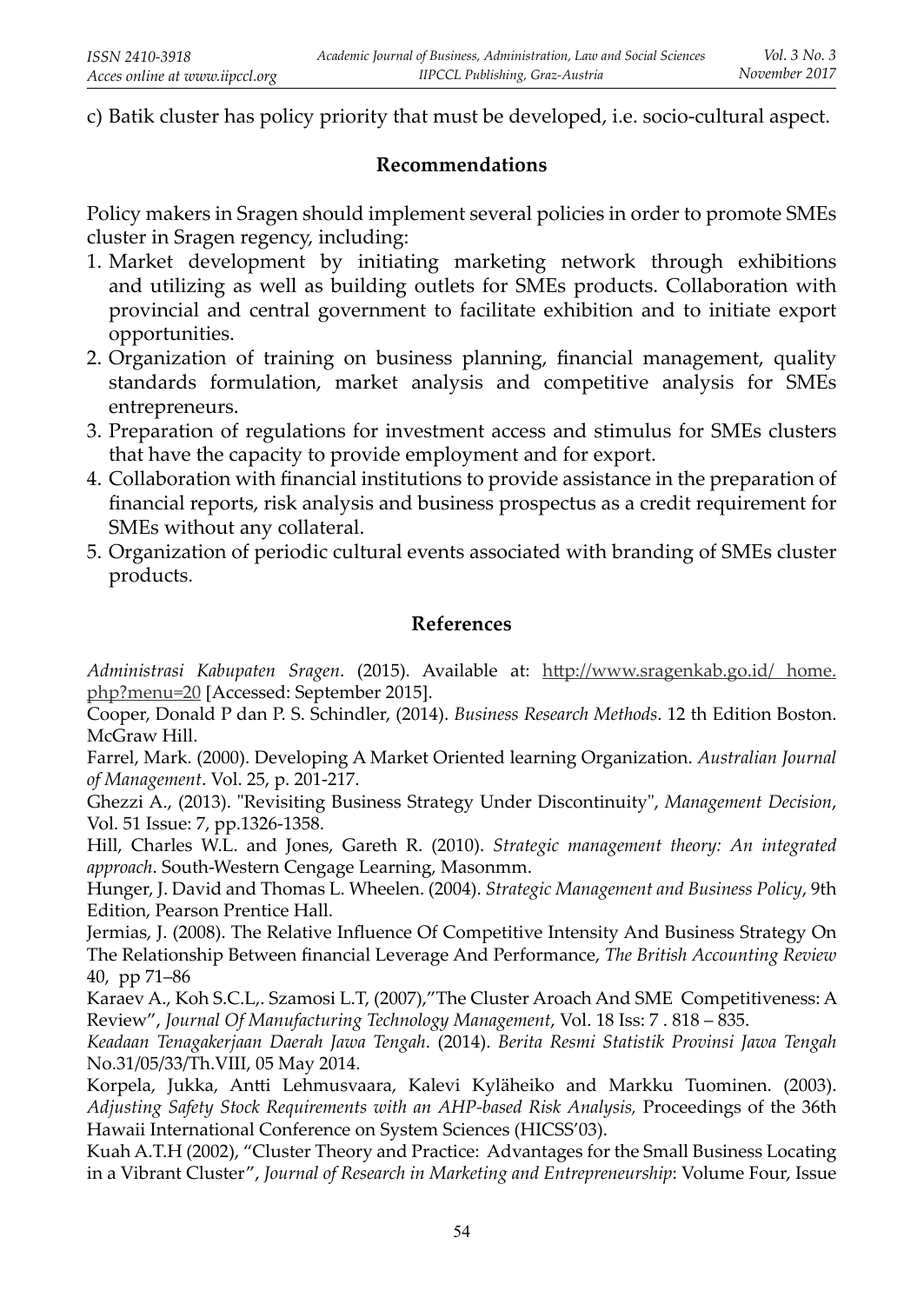c) Batik cluster has policy priority that must be developed, i.e. socio-cultural aspect.

## Recommendations

Policy makers in Sragen should implement several policies in order to promote SMEs cluster in Sragen regency, including:

1. Market development by initiating marketing network through exhibitions and utilizing as well as building outlets for SMEs products. Collaboration with provincial and central government to facilitate exhibition and to initiate export opportunities.
2. Organization of training on business planning, financial management, quality standards formulation, market analysis and competitive analysis for SMEs entrepreneurs.
3. Preparation of regulations for investment access and stimulus for SMEs clusters that have the capacity to provide employment and for export.
4. Collaboration with financial institutions to provide assistance in the preparation of financial reports, risk analysis and business prospectus as a credit requirement for SMEs without any collateral.
5. Organization of periodic cultural events associated with branding of SMEs cluster products.

## References

*Administrasi Kabupaten Sragen*. (2015). Available at: http://www.sragenkab.go.id/ home.php?menu=20 [Accessed: September 2015].

Cooper, Donald P dan P. S. Schindler, (2014). *Business Research Methods*. 12 th Edition Boston. McGraw Hill.

Farrel, Mark. (2000). Developing A Market Oriented learning Organization. *Australian Journal of Management*. Vol. 25, p. 201-217.

Ghezzi A., (2013). "Revisiting Business Strategy Under Discontinuity", *Management Decision*, Vol. 51 Issue: 7, pp.1326-1358.

Hill, Charles W.L. and Jones, Gareth R. (2010). *Strategic management theory: An integrated approach*. South-Western Cengage Learning, Masonmm.

Hunger, J. David and Thomas L. Wheelen. (2004). *Strategic Management and Business Policy*, 9th Edition, Pearson Prentice Hall.

Jermias, J. (2008). The Relative Influence Of Competitive Intensity And Business Strategy On The Relationship Between financial Leverage And Performance, *The British Accounting Review* 40, pp 71–86

Karaev A., Koh S.C.L,. Szamosi L.T, (2007),"The Cluster Aroach And SME Competitiveness: A Review", *Journal Of Manufacturing Technology Management*, Vol. 18 Iss: 7 . 818 – 835.

*Keadaan Tenagakerjaan Daerah Jawa Tengah*. (2014). *Berita Resmi Statistik Provinsi Jawa Tengah* No.31/05/33/Th.VIII, 05 May 2014.

Korpela, Jukka, Antti Lehmusvaara, Kalevi Kyläheiko and Markku Tuominen. (2003). *Adjusting Safety Stock Requirements with an AHP-based Risk Analysis,* Proceedings of the 36th Hawaii International Conference on System Sciences (HICSS'03).

Kuah A.T.H (2002), "Cluster Theory and Practice: Advantages for the Small Business Locating in a Vibrant Cluster", *Journal of Research in Marketing and Entrepreneurship*: Volume Four, Issue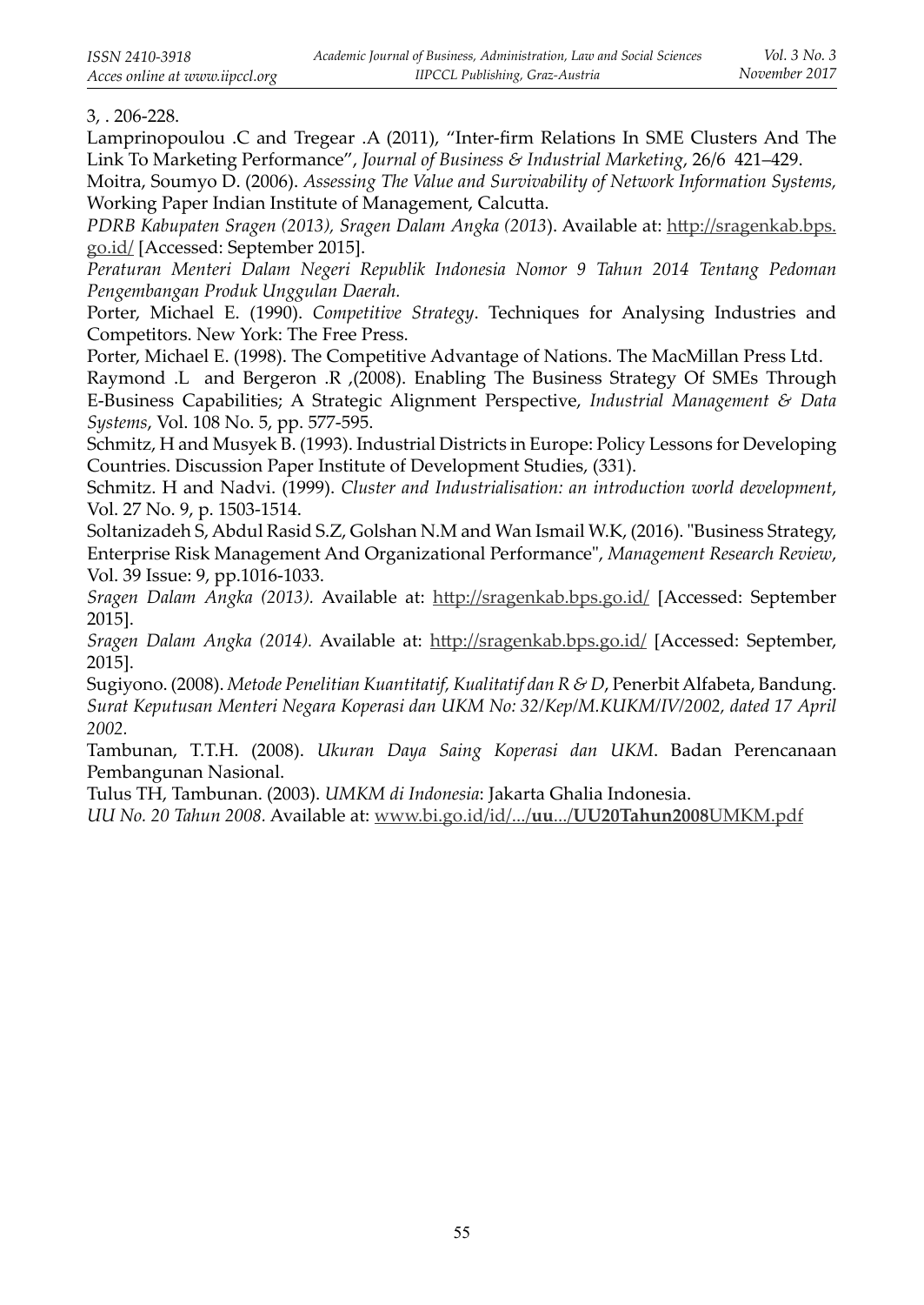3, . 206-228.

Lamprinopoulou .C and Tregear .A (2011), "Inter-firm Relations In SME Clusters And The Link To Marketing Performance", *Journal of Business & Industrial Marketing*, 26/6 421–429.

Moitra, Soumyo D. (2006). *Assessing The Value and Survivability of Network Information Systems,* Working Paper Indian Institute of Management, Calcutta.

*PDRB Kabupaten Sragen (2013), Sragen Dalam Angka (2013*). Available at: http://sragenkab.bps.go.id/ [Accessed: September 2015].

*Peraturan Menteri Dalam Negeri Republik Indonesia Nomor 9 Tahun 2014 Tentang Pedoman Pengembangan Produk Unggulan Daerah.*

Porter, Michael E. (1990). *Competitive Strategy*. Techniques for Analysing Industries and Competitors. New York: The Free Press.

Porter, Michael E. (1998). The Competitive Advantage of Nations. The MacMillan Press Ltd.

Raymond .L and Bergeron .R ,(2008). Enabling The Business Strategy Of SMEs Through E-Business Capabilities; A Strategic Alignment Perspective, *Industrial Management & Data Systems*, Vol. 108 No. 5, pp. 577-595.

Schmitz, H and Musyek B. (1993). Industrial Districts in Europe: Policy Lessons for Developing Countries. Discussion Paper Institute of Development Studies, (331).

Schmitz. H and Nadvi. (1999). *Cluster and Industrialisation: an introduction world development*, Vol. 27 No. 9, p. 1503-1514.

Soltanizadeh S, Abdul Rasid S.Z, Golshan N.M and Wan Ismail W.K, (2016). "Business Strategy, Enterprise Risk Management And Organizational Performance", *Management Research Review*, Vol. 39 Issue: 9, pp.1016-1033.

*Sragen Dalam Angka (2013).* Available at: http://sragenkab.bps.go.id/ [Accessed: September 2015].

*Sragen Dalam Angka (2014).* Available at: http://sragenkab.bps.go.id/ [Accessed: September, 2015].

Sugiyono. (2008). *Metode Penelitian Kuantitatif, Kualitatif dan R & D*, Penerbit Alfabeta, Bandung.

*Surat Keputusan Menteri Negara Koperasi dan UKM No: 32/Kep/M.KUKM/IV/2002, dated 17 April 2002.*

Tambunan, T.T.H. (2008). *Ukuran Daya Saing Koperasi dan UKM*. Badan Perencanaan Pembangunan Nasional.

Tulus TH, Tambunan. (2003). *UMKM di Indonesia*: Jakarta Ghalia Indonesia.

*UU No. 20 Tahun 2008.* Available at: www.bi.go.id/id/.../**uu**.../**UU20Tahun2008**UMKM.pdf